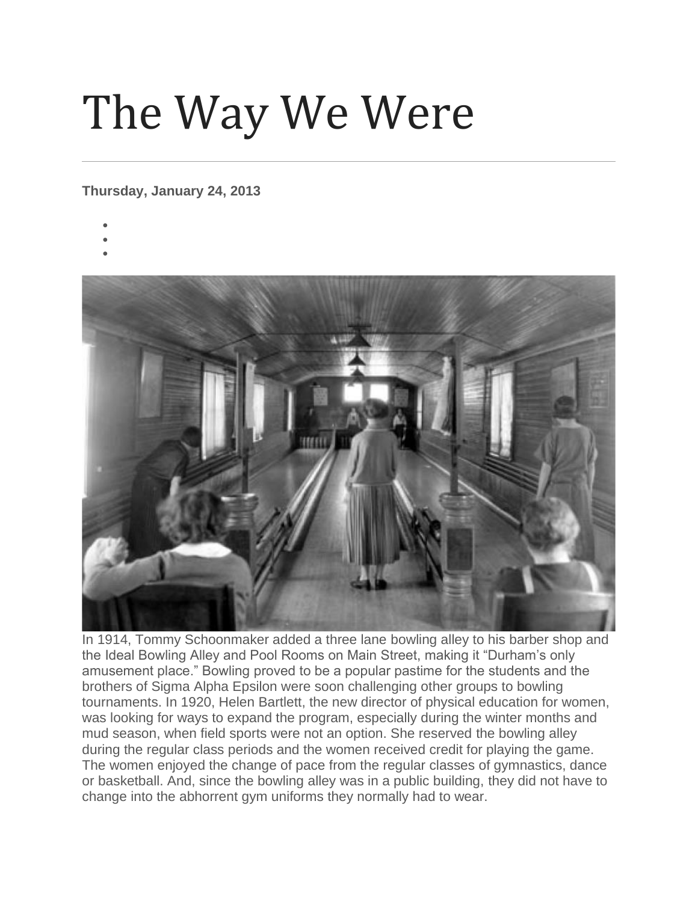# The Way We Were

**Thursday, January 24, 2013**

In 1914, Tommy Schoonmaker added a three lane bowling alley to his barber shop and the Ideal Bowling Alley and Pool Rooms on Main Street, making it "Durham's only amusement place." Bowling proved to be a popular pastime for the students and the brothers of Sigma Alpha Epsilon were soon challenging other groups to bowling tournaments. In 1920, Helen Bartlett, the new director of physical education for women, was looking for ways to expand the program, especially during the winter months and mud season, when field sports were not an option. She reserved the bowling alley during the regular class periods and the women received credit for playing the game. The women enjoyed the change of pace from the regular classes of gymnastics, dance or basketball. And, since the bowling alley was in a public building, they did not have to change into the abhorrent gym uniforms they normally had to wear.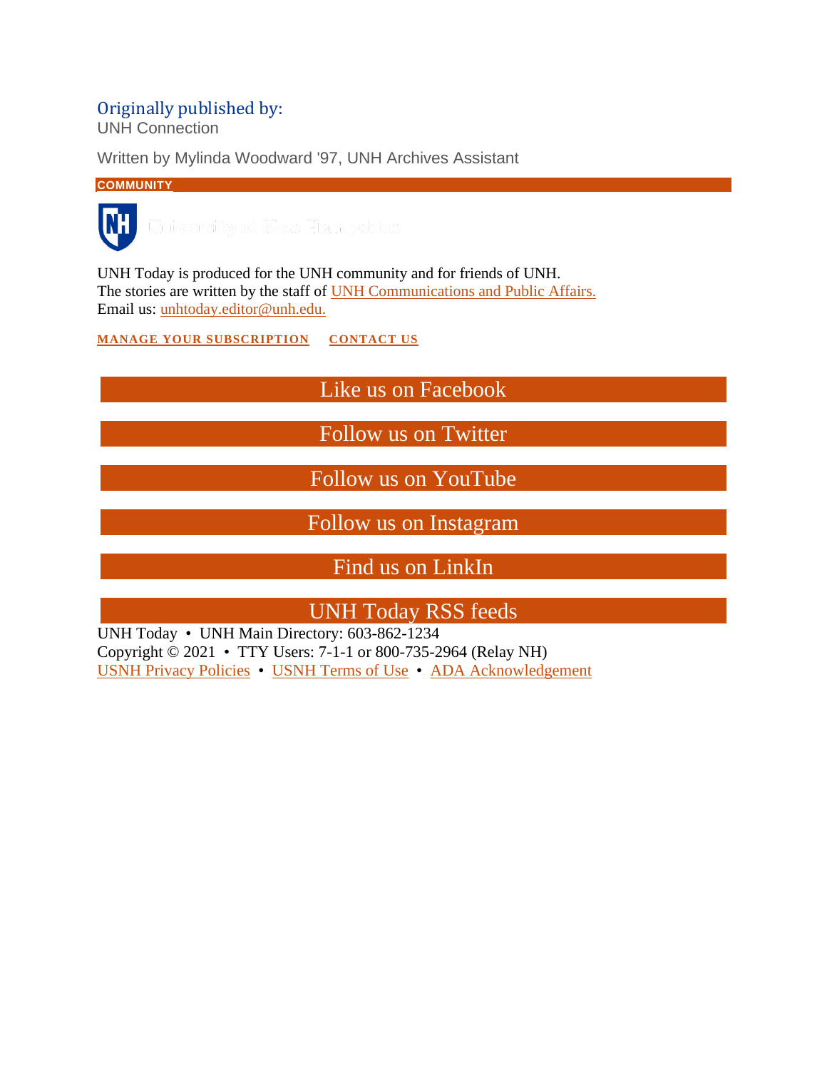### Originally published by:

UNH Connection

Written by Mylinda Woodward '97, UNH Archives Assistant

**COMMUNITY**

University of New Hampshire

UNH Today is produced for the UNH community and for friends of UNH.
The stories are written by the staff of UNH Communications and Public Affairs.
Email us: unhtoday.editor@unh.edu.

**MANAGE YOUR SUBSCRIPTION** **CONTACT US**

Like us on Facebook

Follow us on Twitter

Follow us on YouTube

Follow us on Instagram

Find us on LinkIn

UNH Today RSS feeds

UNH Today • UNH Main Directory: 603-862-1234
Copyright © 2021 • TTY Users: 7-1-1 or 800-735-2964 (Relay NH)
USNH Privacy Policies • USNH Terms of Use • ADA Acknowledgement